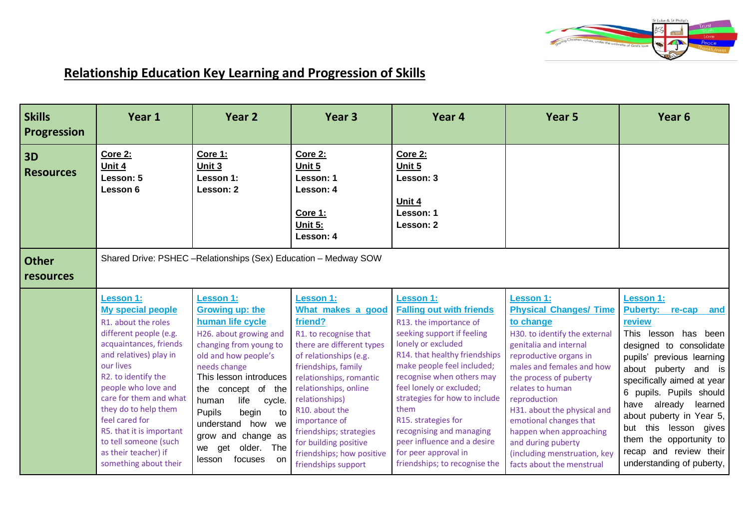# Relationship Education Key Learning and Progression of Skills

| Skills Progression | Year 1 | Year 2 | Year 3 | Year 4 | Year 5 | Year 6 |
|---|---|---|---|---|---|---|
| 3D Resources | **Core 2:**<br>**Unit 4**<br>**Lesson: 5**<br>**Lesson 6** | **Core 1:**<br>**Unit 3**<br>**Lesson 1:**<br>**Lesson: 2** | **Core 2:**<br>**Unit 5**<br>**Lesson: 1**<br>**Lesson: 4**<br><br>**Core 1:**<br>**Unit 5:**<br>**Lesson: 4** | **Core 2:**<br>**Unit 5**<br>**Lesson: 3**<br><br>**Unit 4**<br>**Lesson: 1**<br>**Lesson: 2** | | |
| Other resources | Shared Drive: PSHEC –Relationships (Sex) Education – Medway SOW | | | | | |
| | **Lesson 1:**<br>**My special people**<br>R1. about the roles different people (e.g. acquaintances, friends and relatives) play in our lives<br>R2. to identify the people who love and care for them and what they do to help them feel cared for<br>R5. that it is important to tell someone (such as their teacher) if something about their | **Lesson 1:**<br>**Growing up: the human life cycle**<br>H26. about growing and changing from young to old and how people's needs change<br>This lesson introduces the concept of the human life cycle. Pupils begin to understand how we grow and change as we get older. The lesson focuses on | **Lesson 1:**<br>**What makes a good friend?**<br>R1. to recognise that there are different types of relationships (e.g. friendships, family relationships, romantic relationships, online relationships)<br>R10. about the importance of friendships; strategies for building positive friendships; how positive friendships support | **Lesson 1:**<br>**Falling out with friends**<br>R13. the importance of seeking support if feeling lonely or excluded<br>R14. that healthy friendships make people feel included; recognise when others may feel lonely or excluded; strategies for how to include them<br>R15. strategies for recognising and managing peer influence and a desire for peer approval in friendships; to recognise the | **Lesson 1:**<br>**Physical Changes/ Time to change**<br>H30. to identify the external genitalia and internal reproductive organs in males and females and how the process of puberty relates to human reproduction<br>H31. about the physical and emotional changes that happen when approaching and during puberty (including menstruation, key facts about the menstrual | **Lesson 1:**<br>**Puberty: re-cap and review**<br>This lesson has been designed to consolidate pupils' previous learning about puberty and is specifically aimed at year 6 pupils. Pupils should have already learned about puberty in Year 5, but this lesson gives them the opportunity to recap and review their understanding of puberty, |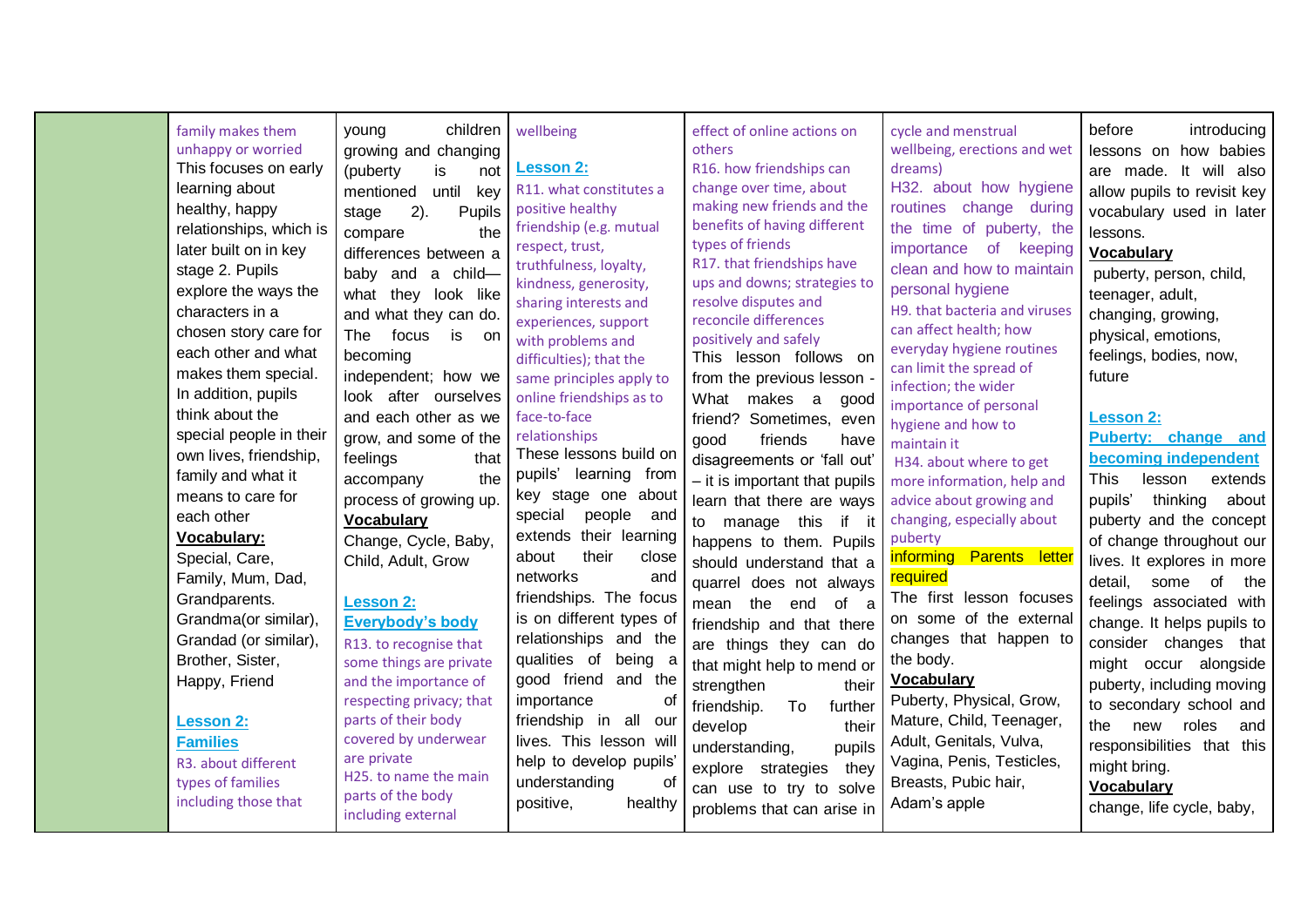| | | | | | | |
|---|---|---|---|---|---|---|
| | family makes them unhappy or worried<br>This focuses on early learning about healthy, happy relationships, which is later built on in key stage 2. Pupils explore the ways the characters in a chosen story care for each other and what makes them special. In addition, pupils think about the special people in their own lives, friendship, family and what it means to care for each other<br>**Vocabulary:**<br>Special, Care, Family, Mum, Dad, Grandparents. Grandma(or similar), Grandad (or similar), Brother, Sister, Happy, Friend<br><br>**Lesson 2: Families**<br>R3. about different types of families including those that | young children growing and changing (puberty is not mentioned until key stage 2). Pupils compare the differences between a baby and a child— what they look like and what they can do. The focus is on becoming independent; how we look after ourselves and each other as we grow, and some of the feelings that accompany the process of growing up.<br>**Vocabulary**<br>Change, Cycle, Baby, Child, Adult, Grow<br><br>**Lesson 2: Everybody's body**<br>R13. to recognise that some things are private and the importance of respecting privacy; that parts of their body covered by underwear are private<br>H25. to name the main parts of the body including external | wellbeing<br><br>**Lesson 2:**<br>R11. what constitutes a positive healthy friendship (e.g. mutual respect, trust, truthfulness, loyalty, kindness, generosity, sharing interests and experiences, support with problems and difficulties); that the same principles apply to online friendships as to face-to-face relationships<br>These lessons build on pupils' learning from key stage one about special people and extends their learning about their close networks and friendships. The focus is on different types of relationships and the qualities of being a good friend and the importance of friendship in all our lives. This lesson will help to develop pupils' understanding of positive, healthy | effect of online actions on others<br>R16. how friendships can change over time, about making new friends and the benefits of having different types of friends<br>R17. that friendships have ups and downs; strategies to resolve disputes and reconcile differences positively and safely<br>This lesson follows on from the previous lesson - What makes a good friend? Sometimes, even good friends have disagreements or 'fall out' – it is important that pupils learn that there are ways to manage this if it happens to them. Pupils should understand that a quarrel does not always mean the end of a friendship and that there are things they can do that might help to mend or strengthen their friendship. To further develop their understanding, pupils explore strategies they can use to try to solve problems that can arise in | cycle and menstrual wellbeing, erections and wet dreams)<br>H32. about how hygiene routines change during the time of puberty, the importance of keeping clean and how to maintain personal hygiene<br>H9. that bacteria and viruses can affect health; how everyday hygiene routines can limit the spread of infection; the wider importance of personal hygiene and how to maintain it<br>H34. about where to get more information, help and advice about growing and changing, especially about puberty<br>informing Parents letter required<br>The first lesson focuses on some of the external changes that happen to the body.<br>**Vocabulary**<br>Puberty, Physical, Grow, Mature, Child, Teenager, Adult, Genitals, Vulva, Vagina, Penis, Testicles, Breasts, Pubic hair, Adam's apple | before introducing lessons on how babies are made. It will also allow pupils to revisit key vocabulary used in later lessons.<br>**Vocabulary**<br>puberty, person, child, teenager, adult, changing, growing, physical, emotions, feelings, bodies, now, future<br><br>**Lesson 2: Puberty: change and becoming independent**<br>This lesson extends pupils' thinking about puberty and the concept of change throughout our lives. It explores in more detail, some of the feelings associated with change. It helps pupils to consider changes that might occur alongside puberty, including moving to secondary school and the new roles and responsibilities that this might bring.<br>**Vocabulary**<br>change, life cycle, baby, |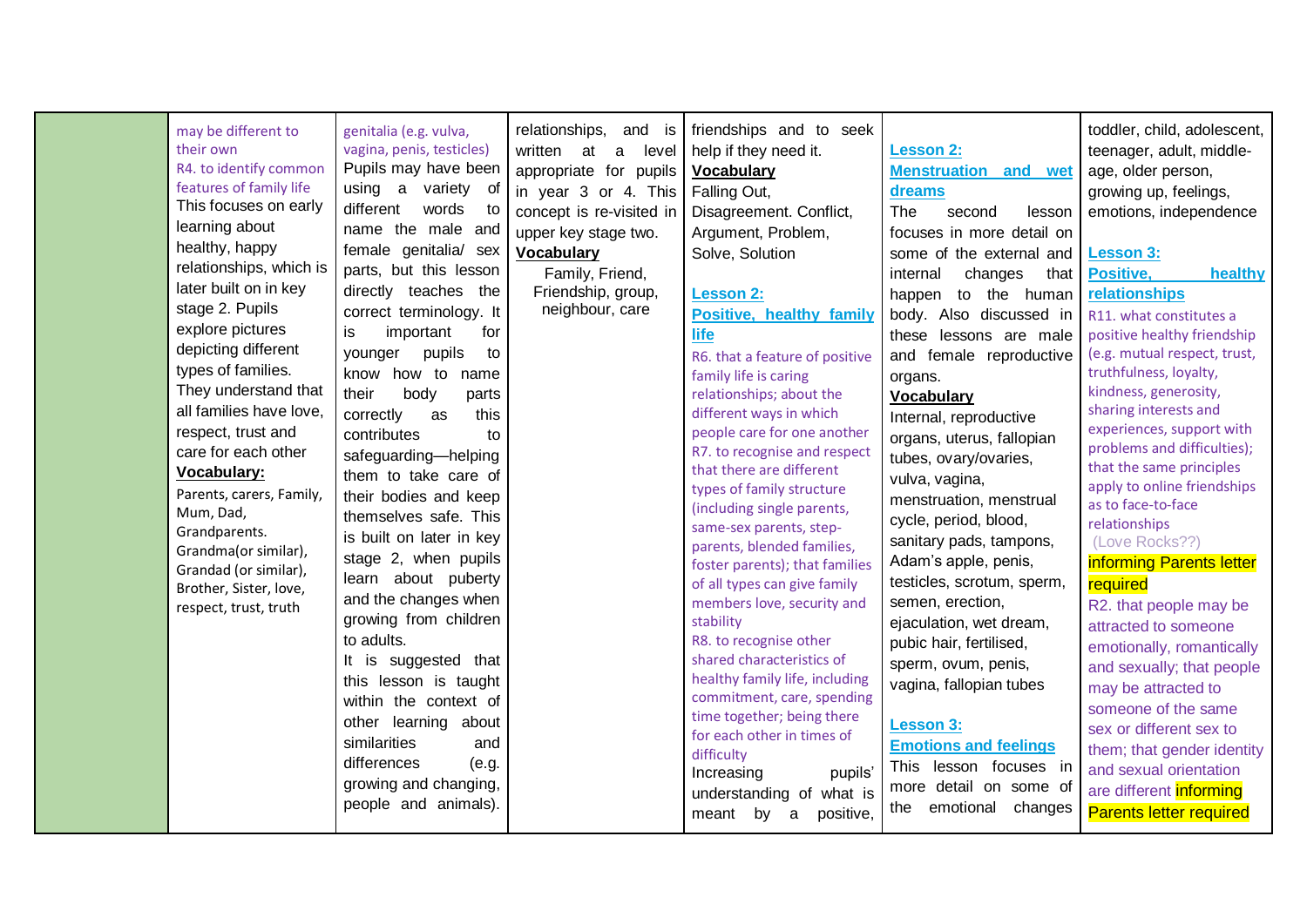| | | | | | | |
|---|---|---|---|---|---|---|
| | may be different to their own<br>R4. to identify common features of family life<br>This focuses on early learning about healthy, happy relationships, which is later built on in key stage 2. Pupils explore pictures depicting different types of families. They understand that all families have love, respect, trust and care for each other<br>**Vocabulary:**<br>Parents, carers, Family, Mum, Dad, Grandparents. Grandma(or similar), Grandad (or similar), Brother, Sister, love, respect, trust, truth | genitalia (e.g. vulva, vagina, penis, testicles)<br>Pupils may have been using a variety of different words to name the male and female genitalia/ sex parts, but this lesson directly teaches the correct terminology. It is important for younger pupils to know how to name their body parts correctly as this contributes to safeguarding—helping them to take care of their bodies and keep themselves safe. This is built on later in key stage 2, when pupils learn about puberty and the changes when growing from children to adults.<br>It is suggested that this lesson is taught within the context of other learning about similarities and differences (e.g. growing and changing, people and animals). | relationships, and is written at a level appropriate for pupils in year 3 or 4. This concept is re-visited in upper key stage two.<br>**Vocabulary**<br>Family, Friend, Friendship, group, neighbour, care | friendships and to seek help if they need it.<br>**Vocabulary**<br>Falling Out, Disagreement. Conflict, Argument, Problem, Solve, Solution<br><br>**Lesson 2: Positive, healthy family life**<br>R6. that a feature of positive family life is caring relationships; about the different ways in which people care for one another<br>R7. to recognise and respect that there are different types of family structure (including single parents, same-sex parents, step-parents, blended families, foster parents); that families of all types can give family members love, security and stability<br>R8. to recognise other shared characteristics of healthy family life, including commitment, care, spending time together; being there for each other in times of difficulty<br>Increasing pupils' understanding of what is meant by a positive, | **Lesson 2: Menstruation and wet dreams**<br>The second lesson focuses in more detail on some of the external and internal changes that happen to the human body. Also discussed in these lessons are male and female reproductive organs.<br>**Vocabulary**<br>Internal, reproductive organs, uterus, fallopian tubes, ovary/ovaries, vulva, vagina, menstruation, menstrual cycle, period, blood, sanitary pads, tampons, Adam's apple, penis, testicles, scrotum, sperm, semen, erection, ejaculation, wet dream, pubic hair, fertilised, sperm, ovum, penis, vagina, fallopian tubes<br><br>**Lesson 3: Emotions and feelings**<br>This lesson focuses in more detail on some of the emotional changes | toddler, child, adolescent, teenager, adult, middle-age, older person, growing up, feelings, emotions, independence<br><br>**Lesson 3: Positive, healthy relationships**<br>R11. what constitutes a positive healthy friendship (e.g. mutual respect, trust, truthfulness, loyalty, kindness, generosity, sharing interests and experiences, support with problems and difficulties); that the same principles apply to online friendships as to face-to-face relationships<br>(Love Rocks??)<br>informing Parents letter required<br>R2. that people may be attracted to someone emotionally, romantically and sexually; that people may be attracted to someone of the same sex or different sex to them; that gender identity and sexual orientation are different informing Parents letter required |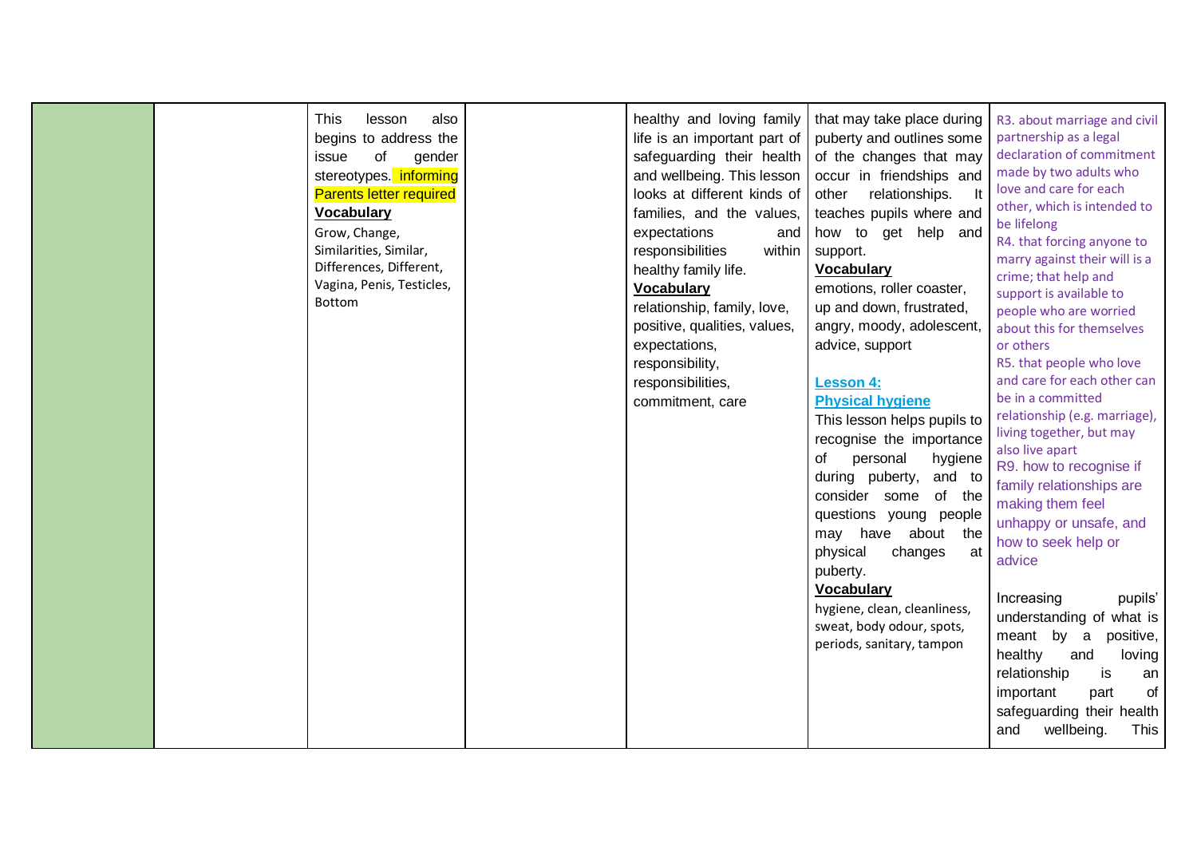| | | | | | | |
|---|---|---|---|---|---|---|
| | | This lesson also begins to address the issue of gender stereotypes. informing Parents letter required<br>**Vocabulary**<br>Grow, Change, Similarities, Similar, Differences, Different, Vagina, Penis, Testicles, Bottom | | healthy and loving family life is an important part of safeguarding their health and wellbeing. This lesson looks at different kinds of families, and the values, expectations and responsibilities within healthy family life.<br>**Vocabulary**<br>relationship, family, love, positive, qualities, values, expectations, responsibility, responsibilities, commitment, care | that may take place during puberty and outlines some of the changes that may occur in friendships and other relationships. It teaches pupils where and how to get help and support.<br>**Vocabulary**<br>emotions, roller coaster, up and down, frustrated, angry, moody, adolescent, advice, support<br><br>**Lesson 4:**<br>**Physical hygiene**<br>This lesson helps pupils to recognise the importance of personal hygiene during puberty, and to consider some of the questions young people may have about the physical changes at puberty.<br>**Vocabulary**<br>hygiene, clean, cleanliness, sweat, body odour, spots, periods, sanitary, tampon | R3. about marriage and civil partnership as a legal declaration of commitment made by two adults who love and care for each other, which is intended to be lifelong<br>R4. that forcing anyone to marry against their will is a crime; that help and support is available to people who are worried about this for themselves or others<br>R5. that people who love and care for each other can be in a committed relationship (e.g. marriage), living together, but may also live apart<br>R9. how to recognise if family relationships are making them feel unhappy or unsafe, and how to seek help or advice<br><br>Increasing pupils' understanding of what is meant by a positive, healthy and loving relationship is an important part of safeguarding their health and wellbeing. This |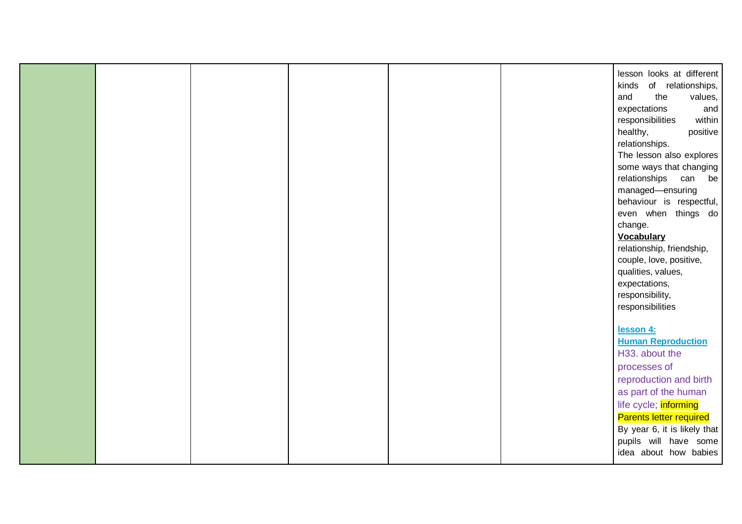|  |  |  |  |  |  | lesson looks at different kinds of relationships, and the values, expectations and responsibilities within healthy, positive relationships.<br>The lesson also explores some ways that changing relationships can be managed—ensuring behaviour is respectful, even when things do change.<br>**Vocabulary**<br>relationship, friendship, couple, love, positive, qualities, values, expectations, responsibility, responsibilities<br><br>**lesson 4:**<br>**Human Reproduction**<br>H33. about the processes of reproduction and birth as part of the human life cycle; informing Parents letter required<br>By year 6, it is likely that pupils will have some idea about how babies |
|---|---|---|---|---|---|---|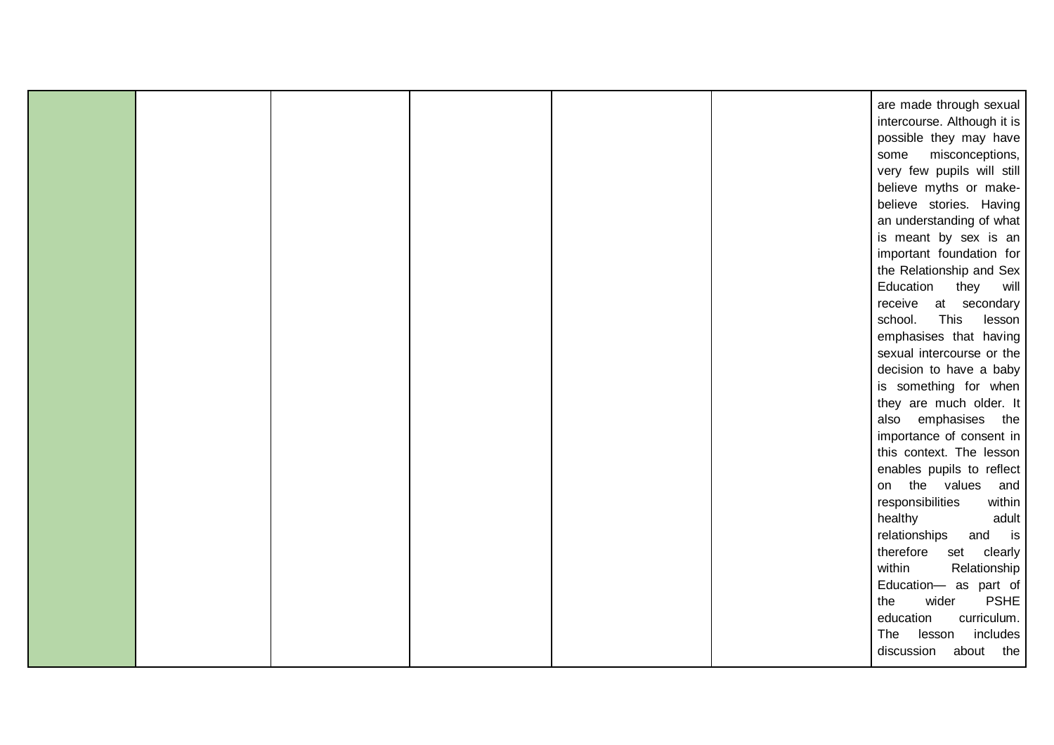|  |  |  |  |  |  |  |
|---|---|---|---|---|---|---|
|  |  |  |  |  |  | are made through sexual intercourse. Although it is possible they may have some misconceptions, very few pupils will still believe myths or make-believe stories. Having an understanding of what is meant by sex is an important foundation for the Relationship and Sex Education they will receive at secondary school. This lesson emphasises that having sexual intercourse or the decision to have a baby is something for when they are much older. It also emphasises the importance of consent in this context. The lesson enables pupils to reflect on the values and responsibilities within healthy adult relationships and is therefore set clearly within Relationship Education— as part of the wider PSHE education curriculum. The lesson includes discussion about the |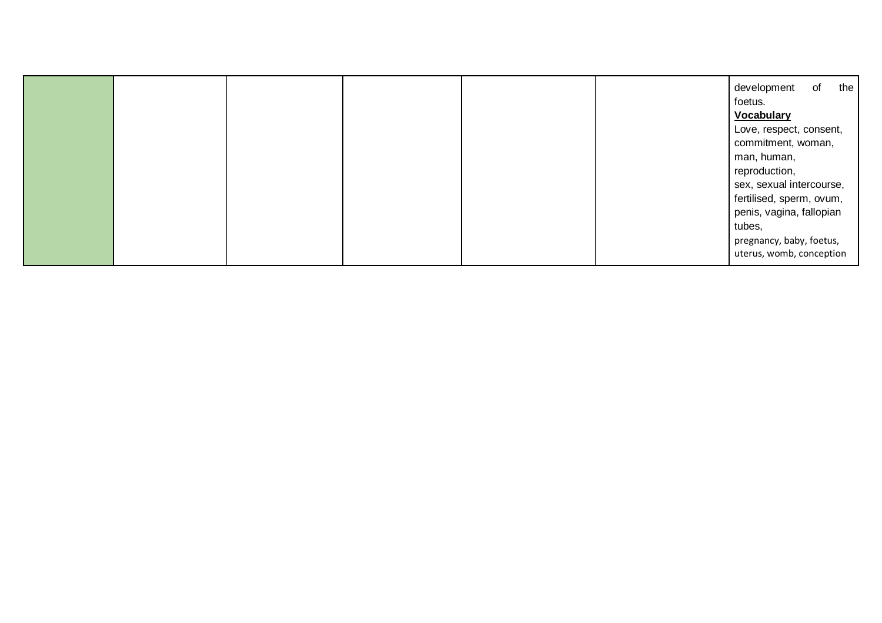| | | | | | | |
|---|---|---|---|---|---|---|
| | | | | | | development of the foetus.<br>**Vocabulary**<br>Love, respect, consent, commitment, woman, man, human, reproduction,<br>sex, sexual intercourse, fertilised, sperm, ovum, penis, vagina, fallopian tubes,<br>pregnancy, baby, foetus, uterus, womb, conception |